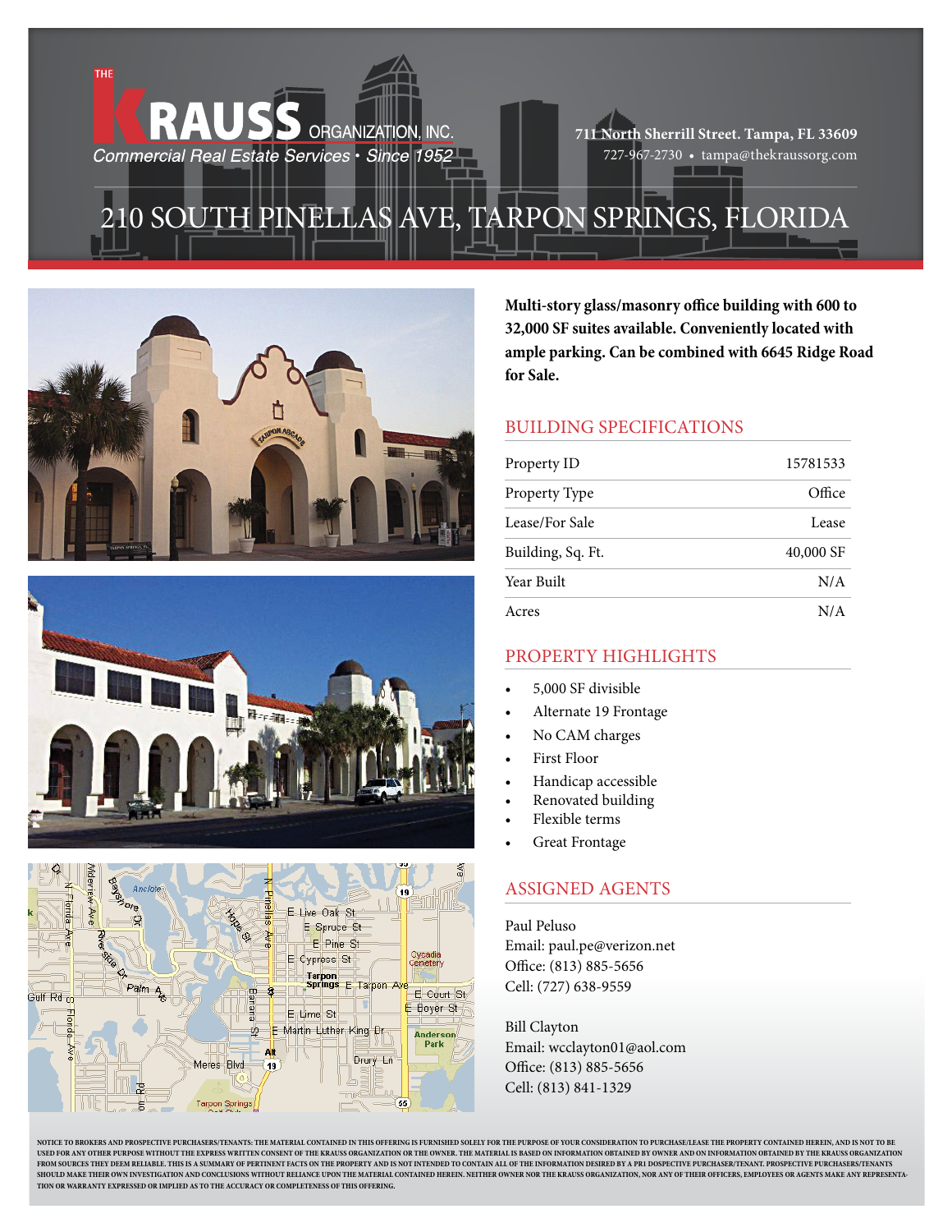THE KRAUSS ORGANIZATION, INC.
*Commercial Real Estate Services • Since 1952*

**711 North Sherrill Street. Tampa, FL 33609**
727-967-2730 • tampa@thekraussorg.com

# 210 SOUTH PINELLAS AVE, TARPON SPRINGS, FLORIDA

**Multi-story glass/masonry office building with 600 to 32,000 SF suites available. Conveniently located with ample parking. Can be combined with 6645 Ridge Road for Sale.**

## BUILDING SPECIFICATIONS

| | |
|---|---|
| Property ID | 15781533 |
| Property Type | Office |
| Lease/For Sale | Lease |
| Building, Sq. Ft. | 40,000 SF |
| Year Built | N/A |
| Acres | N/A |

## PROPERTY HIGHLIGHTS

- 5,000 SF divisible
- Alternate 19 Frontage
- No CAM charges
- First Floor
- Handicap accessible
- Renovated building
- Flexible terms
- Great Frontage

## ASSIGNED AGENTS

Paul Peluso
Email: paul.pe@verizon.net
Office: (813) 885-5656
Cell: (727) 638-9559

Bill Clayton
Email: wcclayton01@aol.com
Office: (813) 885-5656
Cell: (813) 841-1329

NOTICE TO BROKERS AND PROSPECTIVE PURCHASERS/TENANTS: THE MATERIAL CONTAINED IN THIS OFFERING IS FURNISHED SOLELY FOR THE PURPOSE OF YOUR CONSIDERATION TO PURCHASE/LEASE THE PROPERTY CONTAINED HEREIN, AND IS NOT TO BE USED FOR ANY OTHER PURPOSE WITHOUT THE EXPRESS WRITTEN CONSENT OF THE KRAUSS ORGANIZATION OR THE OWNER. THE MATERIAL IS BASED ON INFORMATION OBTAINED BY OWNER AND ON INFORMATION OBTAINED BY THE KRAUSS ORGANIZATION FROM SOURCES THEY DEEM RELIABLE. THIS IS A SUMMARY OF PERTINENT FACTS ON THE PROPERTY AND IS NOT INTENDED TO CONTAIN ALL OF THE INFORMATION DESIRED BY A PROSPECTIVE PURCHASER/TENANT. PROSPECTIVE PURCHASERS/TENANTS SHOULD MAKE THEIR OWN INVESTIGATION AND CONCLUSIONS WITHOUT RELIANCE UPON THE MATERIAL CONTAINED HEREIN. NEITHER OWNER NOR THE KRAUSS ORGANIZATION, NOR ANY OF THEIR OFFICERS, EMPLOYEES OR AGENTS MAKE ANY REPRESENTATION OR WARRANTY EXPRESSED OR IMPLIED AS TO THE ACCURACY OR COMPLETENESS OF THIS OFFERING.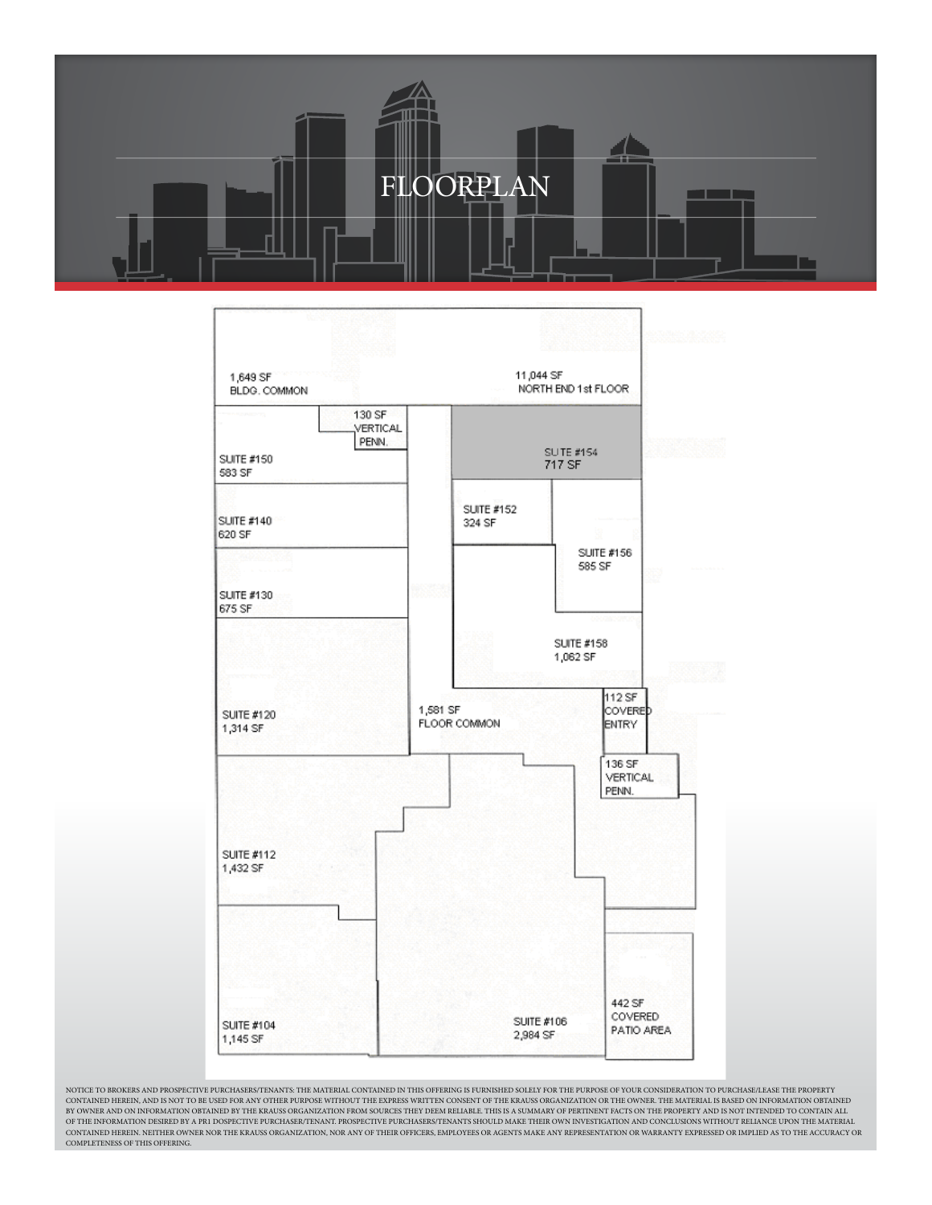# FLOORPLAN

1,649 SF
BLDG. COMMON

11,044 SF
NORTH END 1st FLOOR

130 SF
VERTICAL
PENN.

SUITE #150
583 SF

SUITE #154
717 SF

SUITE #140
620 SF

SUITE #152
324 SF

SUITE #156
585 SF

SUITE #130
675 SF

SUITE #158
1,062 SF

112 SF
COVERED
ENTRY

SUITE #120
1,314 SF

1,581 SF
FLOOR COMMON

136 SF
VERTICAL
PENN.

SUITE #112
1,432 SF

SUITE #104
1,145 SF

SUITE #106
2,984 SF

442 SF
COVERED
PATIO AREA

NOTICE TO BROKERS AND PROSPECTIVE PURCHASERS/TENANTS: THE MATERIAL CONTAINED IN THIS OFFERING IS FURNISHED SOLELY FOR THE PURPOSE OF YOUR CONSIDERATION TO PURCHASE/LEASE THE PROPERTY CONTAINED HEREIN, AND IS NOT TO BE USED FOR ANY OTHER PURPOSE WITHOUT THE EXPRESS WRITTEN CONSENT OF THE KRAUSS ORGANIZATION OR THE OWNER. THE MATERIAL IS BASED ON INFORMATION OBTAINED BY OWNER AND ON INFORMATION OBTAINED BY THE KRAUSS ORGANIZATION FROM SOURCES THEY DEEM RELIABLE. THIS IS A SUMMARY OF PERTINENT FACTS ON THE PROPERTY AND IS NOT INTENDED TO CONTAIN ALL OF THE INFORMATION DESIRED BY A PR1 DOSPECTIVE PURCHASER/TENANT. PROSPECTIVE PURCHASERS/TENANTS SHOULD MAKE THEIR OWN INVESTIGATION AND CONCLUSIONS WITHOUT RELIANCE UPON THE MATERIAL CONTAINED HEREIN. NEITHER OWNER NOR THE KRAUSS ORGANIZATION, NOR ANY OF THEIR OFFICERS, EMPLOYEES OR AGENTS MAKE ANY REPRESENTATION OR WARRANTY EXPRESSED OR IMPLIED AS TO THE ACCURACY OR COMPLETENESS OF THIS OFFERING.